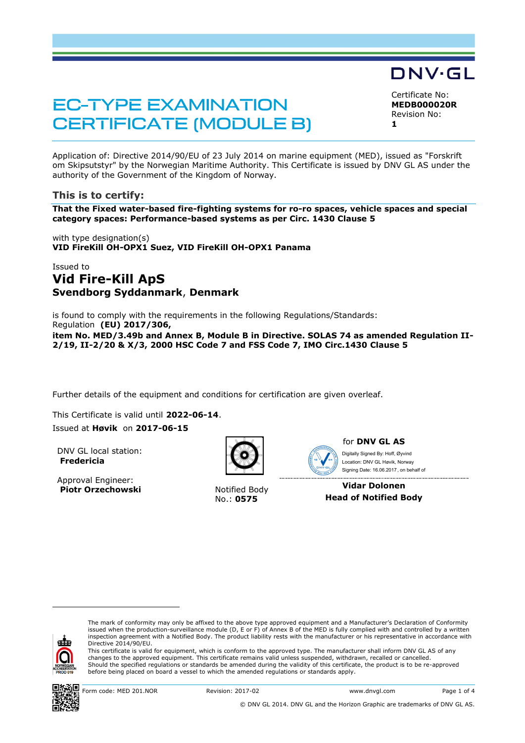DNV·GL

# EC-TYPE EXAMINATION CERTIFICATE (MODULE B)

Certificate No:
**MEDB000020R**
Revision No:
**1**

Application of: Directive 2014/90/EU of 23 July 2014 on marine equipment (MED), issued as "Forskrift om Skipsutstyr" by the Norwegian Maritime Authority. This Certificate is issued by DNV GL AS under the authority of the Government of the Kingdom of Norway.

## This is to certify:

**That the Fixed water-based fire-fighting systems for ro-ro spaces, vehicle spaces and special category spaces: Performance-based systems as per Circ. 1430 Clause 5**

with type designation(s)
**VID FireKill OH-OPX1 Suez, VID FireKill OH-OPX1 Panama**

Issued to
## Vid Fire-Kill ApS
**Svendborg Syddanmark**, **Denmark**

is found to comply with the requirements in the following Regulations/Standards:
Regulation **(EU) 2017/306,**
**item No. MED/3.49b and Annex B, Module B in Directive. SOLAS 74 as amended Regulation II-2/19, II-2/20 & X/3, 2000 HSC Code 7 and FSS Code 7, IMO Circ.1430 Clause 5**

Further details of the equipment and conditions for certification are given overleaf.

This Certificate is valid until **2022-06-14**.
Issued at **Høvik** on **2017-06-15**

DNV GL local station:
**Fredericia**

Approval Engineer:
**Piotr Orzechowski**

Notified Body
No.: **0575**

for **DNV GL AS**
Digitally Signed By: Hoff, Øyvind
Location: DNV GL Høvik, Norway
Signing Date: 16.06.2017 , on behalf of

**Vidar Dolonen**
**Head of Notified Body**

The mark of conformity may only be affixed to the above type approved equipment and a Manufacturer's Declaration of Conformity issued when the production-surveillance module (D, E or F) of Annex B of the MED is fully complied with and controlled by a written inspection agreement with a Notified Body. The product liability rests with the manufacturer or his representative in accordance with Directive 2014/90/EU.
This certificate is valid for equipment, which is conform to the approved type. The manufacturer shall inform DNV GL AS of any changes to the approved equipment. This certificate remains valid unless suspended, withdrawn, recalled or cancelled.
Should the specified regulations or standards be amended during the validity of this certificate, the product is to be re-approved before being placed on board a vessel to which the amended regulations or standards apply.

NORWEGIAN ACCREDITATION PROD 019

Form code: MED 201.NOR Revision: 2017-02 www.dnvgl.com

© DNV GL 2014. DNV GL and the Horizon Graphic are trademarks of DNV GL AS.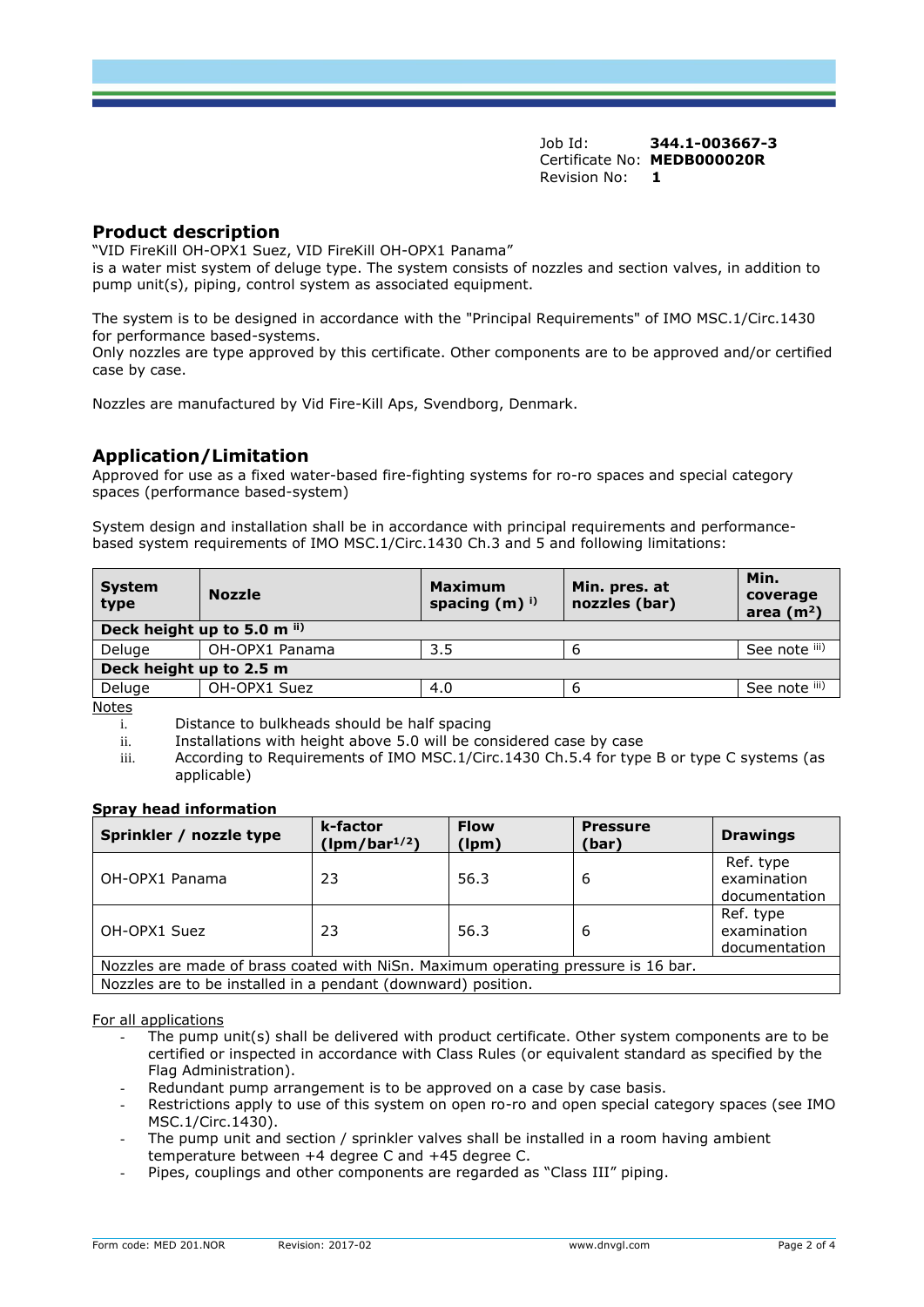Job Id: **344.1-003667-3**
Certificate No: **MEDB000020R**
Revision No: **1**

## Product description

"VID FireKill OH-OPX1 Suez, VID FireKill OH-OPX1 Panama"
is a water mist system of deluge type. The system consists of nozzles and section valves, in addition to pump unit(s), piping, control system as associated equipment.

The system is to be designed in accordance with the "Principal Requirements" of IMO MSC.1/Circ.1430 for performance based-systems.
Only nozzles are type approved by this certificate. Other components are to be approved and/or certified case by case.

Nozzles are manufactured by Vid Fire-Kill Aps, Svendborg, Denmark.

## Application/Limitation

Approved for use as a fixed water-based fire-fighting systems for ro-ro spaces and special category spaces (performance based-system)

System design and installation shall be in accordance with principal requirements and performance-based system requirements of IMO MSC.1/Circ.1430 Ch.3 and 5 and following limitations:

| System type | Nozzle | Maximum spacing (m) [i] | Min. pres. at nozzles (bar) | Min. coverage area ($m^2$) |
|---|---|---|---|---|
| **Deck height up to 5.0 m [ii]** | | | | |
| Deluge | OH-OPX1 Panama | 3.5 | 6 | See note [iii] |
| **Deck height up to 2.5 m** | | | | |
| Deluge | OH-OPX1 Suez | 4.0 | 6 | See note [iii] |

Notes

i. Distance to bulkheads should be half spacing
ii. Installations with height above 5.0 will be considered case by case
iii. According to Requirements of IMO MSC.1/Circ.1430 Ch.5.4 for type B or type C systems (as applicable)

**Spray head information**

| Sprinkler / nozzle type | k-factor ($lpm/bar^{1/2}$) | Flow (lpm) | Pressure (bar) | Drawings |
|---|---|---|---|---|
| OH-OPX1 Panama | 23 | 56.3 | 6 | Ref. type examination documentation |
| OH-OPX1 Suez | 23 | 56.3 | 6 | Ref. type examination documentation |
| Nozzles are made of brass coated with NiSn. Maximum operating pressure is 16 bar. | | | | |
| Nozzles are to be installed in a pendant (downward) position. | | | | |

For all applications

- The pump unit(s) shall be delivered with product certificate. Other system components are to be certified or inspected in accordance with Class Rules (or equivalent standard as specified by the Flag Administration).
- Redundant pump arrangement is to be approved on a case by case basis.
- Restrictions apply to use of this system on open ro-ro and open special category spaces (see IMO MSC.1/Circ.1430).
- The pump unit and section / sprinkler valves shall be installed in a room having ambient temperature between +4 degree C and +45 degree C.
- Pipes, couplings and other components are regarded as "Class III" piping.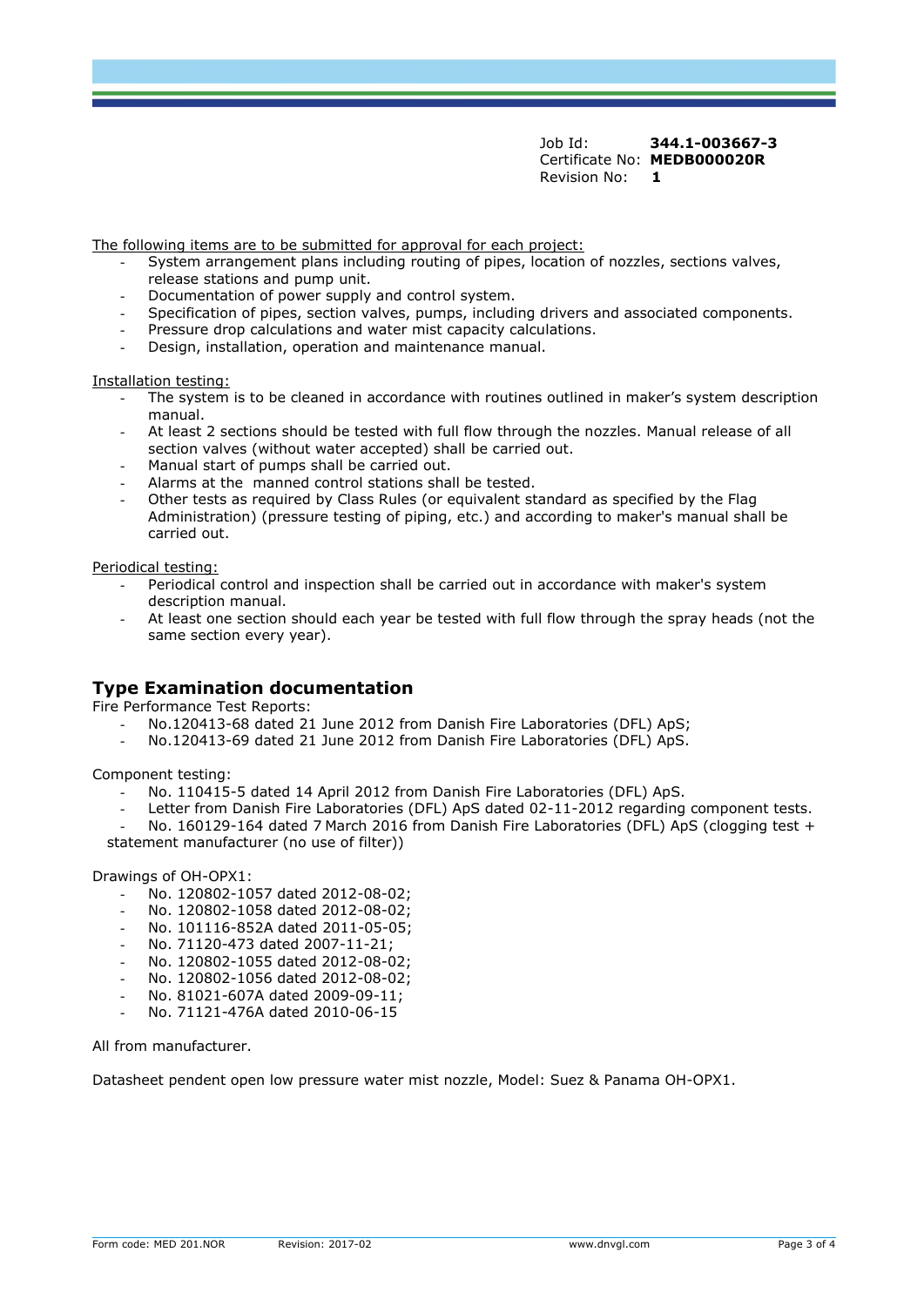Job Id: **344.1-003667-3**
Certificate No: **MEDB000020R**
Revision No: **1**

The following items are to be submitted for approval for each project:

- System arrangement plans including routing of pipes, location of nozzles, sections valves, release stations and pump unit.
- Documentation of power supply and control system.
- Specification of pipes, section valves, pumps, including drivers and associated components.
- Pressure drop calculations and water mist capacity calculations.
- Design, installation, operation and maintenance manual.

Installation testing:

- The system is to be cleaned in accordance with routines outlined in maker's system description manual.
- At least 2 sections should be tested with full flow through the nozzles. Manual release of all section valves (without water accepted) shall be carried out.
- Manual start of pumps shall be carried out.
- Alarms at the manned control stations shall be tested.
- Other tests as required by Class Rules (or equivalent standard as specified by the Flag Administration) (pressure testing of piping, etc.) and according to maker's manual shall be carried out.

Periodical testing:

- Periodical control and inspection shall be carried out in accordance with maker's system description manual.
- At least one section should each year be tested with full flow through the spray heads (not the same section every year).

## Type Examination documentation

Fire Performance Test Reports:

- No.120413-68 dated 21 June 2012 from Danish Fire Laboratories (DFL) ApS;
- No.120413-69 dated 21 June 2012 from Danish Fire Laboratories (DFL) ApS.

Component testing:

- No. 110415-5 dated 14 April 2012 from Danish Fire Laboratories (DFL) ApS.
- Letter from Danish Fire Laboratories (DFL) ApS dated 02-11-2012 regarding component tests.
- No. 160129-164 dated 7 March 2016 from Danish Fire Laboratories (DFL) ApS (clogging test + statement manufacturer (no use of filter))

Drawings of OH-OPX1:

- No. 120802-1057 dated 2012-08-02;
- No. 120802-1058 dated 2012-08-02;
- No. 101116-852A dated 2011-05-05;
- No. 71120-473 dated 2007-11-21;
- No. 120802-1055 dated 2012-08-02;
- No. 120802-1056 dated 2012-08-02;
- No. 81021-607A dated 2009-09-11;
- No. 71121-476A dated 2010-06-15

All from manufacturer.

Datasheet pendent open low pressure water mist nozzle, Model: Suez & Panama OH-OPX1.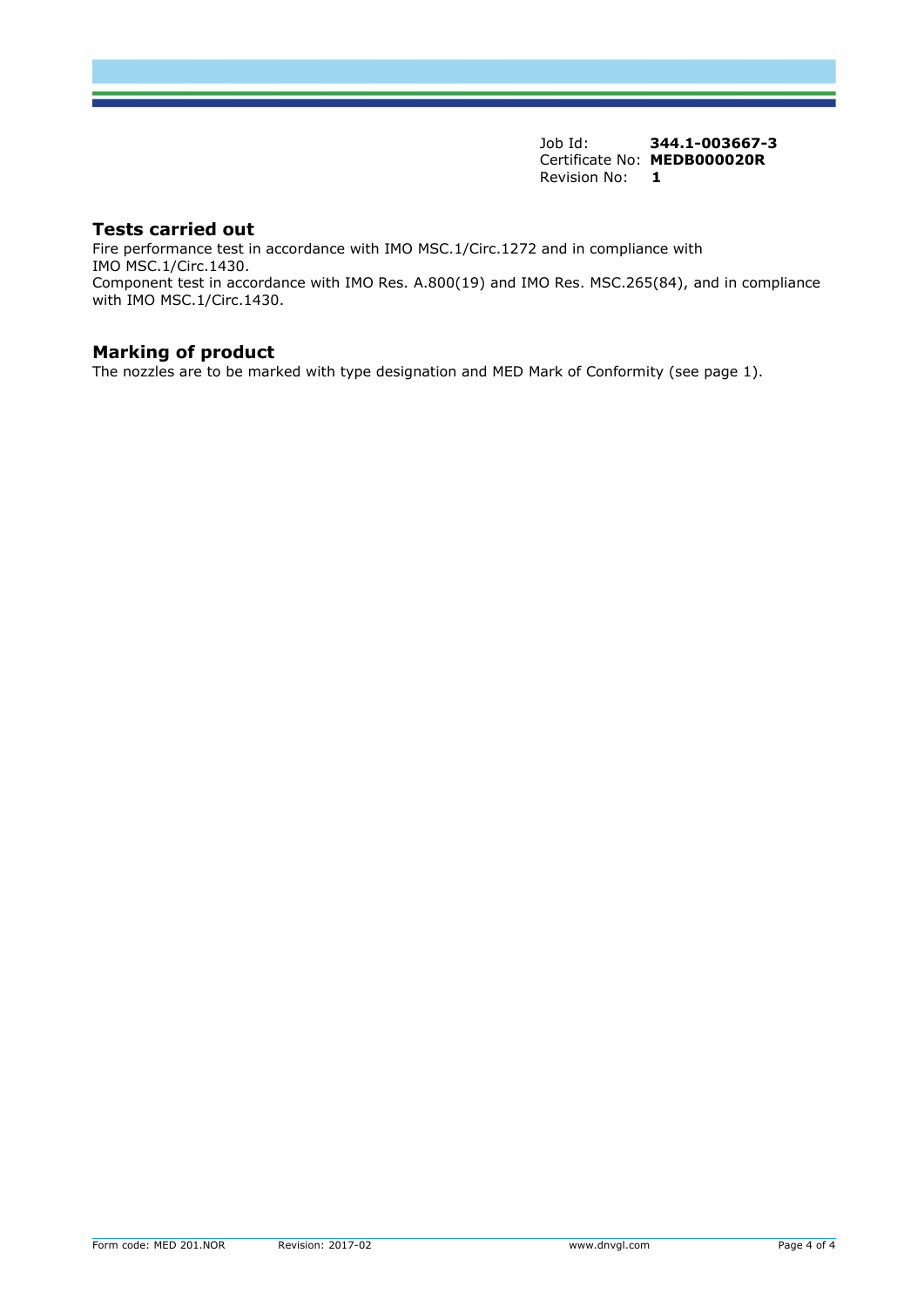Job Id: **344.1-003667-3**
Certificate No: **MEDB000020R**
Revision No: **1**

## Tests carried out

Fire performance test in accordance with IMO MSC.1/Circ.1272 and in compliance with IMO MSC.1/Circ.1430.
Component test in accordance with IMO Res. A.800(19) and IMO Res. MSC.265(84), and in compliance with IMO MSC.1/Circ.1430.

## Marking of product

The nozzles are to be marked with type designation and MED Mark of Conformity (see page 1).